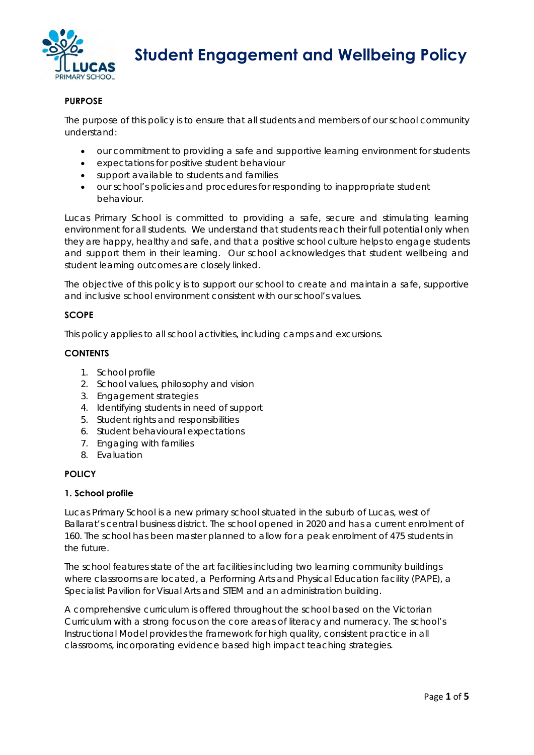# Student Engagement and Wellbeing Policy

**PURPOSE**

The purpose of this policy is to ensure that all students and members of our school community understand:

- our commitment to providing a safe and supportive learning environment for students
- expectations for positive student behaviour
- support available to students and families
- our school's policies and procedures for responding to inappropriate student behaviour.

Lucas Primary School is committed to providing a safe, secure and stimulating learning environment for all students. We understand that students reach their full potential only when they are happy, healthy and safe, and that a positive school culture helps to engage students and support them in their learning. Our school acknowledges that student wellbeing and student learning outcomes are closely linked.

The objective of this policy is to support our school to create and maintain a safe, supportive and inclusive school environment consistent with our school's values.

**SCOPE**

This policy applies to all school activities, including camps and excursions.

**CONTENTS**

1. School profile
2. School values, philosophy and vision
3. Engagement strategies
4. Identifying students in need of support
5. Student rights and responsibilities
6. Student behavioural expectations
7. Engaging with families
8. Evaluation

**POLICY**

**1. School profile**

Lucas Primary School is a new primary school situated in the suburb of Lucas, west of Ballarat's central business district. The school opened in 2020 and has a current enrolment of 160. The school has been master planned to allow for a peak enrolment of 475 students in the future.

The school features state of the art facilities including two learning community buildings where classrooms are located, a Performing Arts and Physical Education facility (PAPE), a Specialist Pavilion for Visual Arts and STEM and an administration building.

A comprehensive curriculum is offered throughout the school based on the Victorian Curriculum with a strong focus on the core areas of literacy and numeracy. The school's Instructional Model provides the framework for high quality, consistent practice in all classrooms, incorporating evidence based high impact teaching strategies.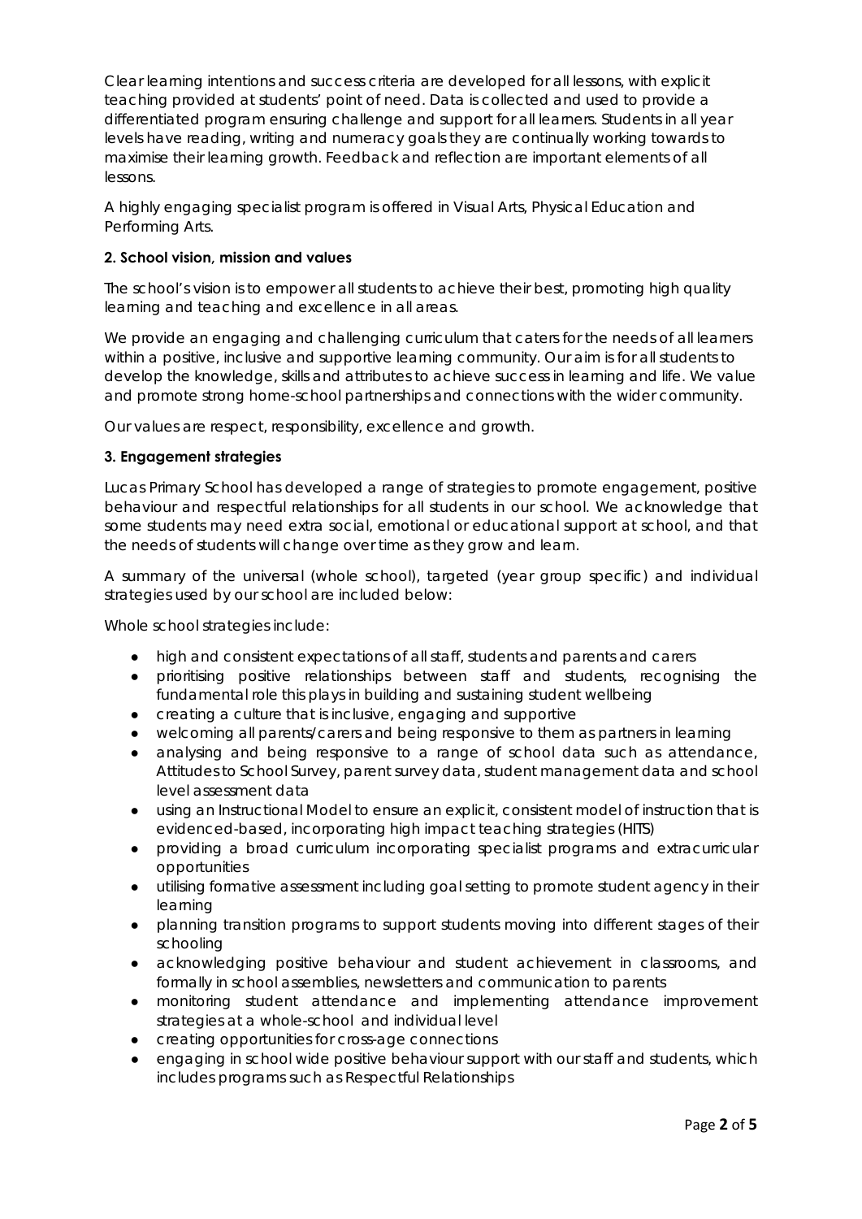Clear learning intentions and success criteria are developed for all lessons, with explicit teaching provided at students' point of need. Data is collected and used to provide a differentiated program ensuring challenge and support for all learners. Students in all year levels have reading, writing and numeracy goals they are continually working towards to maximise their learning growth. Feedback and reflection are important elements of all lessons.

A highly engaging specialist program is offered in Visual Arts, Physical Education and Performing Arts.

### 2. School vision, mission and values

The school's vision is to empower all students to achieve their best, promoting high quality learning and teaching and excellence in all areas.

We provide an engaging and challenging curriculum that caters for the needs of all learners within a positive, inclusive and supportive learning community. Our aim is for all students to develop the knowledge, skills and attributes to achieve success in learning and life. We value and promote strong home-school partnerships and connections with the wider community.

Our values are respect, responsibility, excellence and growth.

### 3. Engagement strategies

Lucas Primary School has developed a range of strategies to promote engagement, positive behaviour and respectful relationships for all students in our school. We acknowledge that some students may need extra social, emotional or educational support at school, and that the needs of students will change over time as they grow and learn.

A summary of the universal (whole school), targeted (year group specific) and individual strategies used by our school are included below:

Whole school strategies include:

- high and consistent expectations of all staff, students and parents and carers
- prioritising positive relationships between staff and students, recognising the fundamental role this plays in building and sustaining student wellbeing
- creating a culture that is inclusive, engaging and supportive
- welcoming all parents/carers and being responsive to them as partners in learning
- analysing and being responsive to a range of school data such as attendance, Attitudes to School Survey, parent survey data, student management data and school level assessment data
- using an Instructional Model to ensure an explicit, consistent model of instruction that is evidenced-based, incorporating high impact teaching strategies (HITS)
- providing a broad curriculum incorporating specialist programs and extracurricular opportunities
- utilising formative assessment including goal setting to promote student agency in their learning
- planning transition programs to support students moving into different stages of their schooling
- acknowledging positive behaviour and student achievement in classrooms, and formally in school assemblies, newsletters and communication to parents
- monitoring student attendance and implementing attendance improvement strategies at a whole-school and individual level
- creating opportunities for cross-age connections
- engaging in school wide positive behaviour support with our staff and students, which includes programs such as Respectful Relationships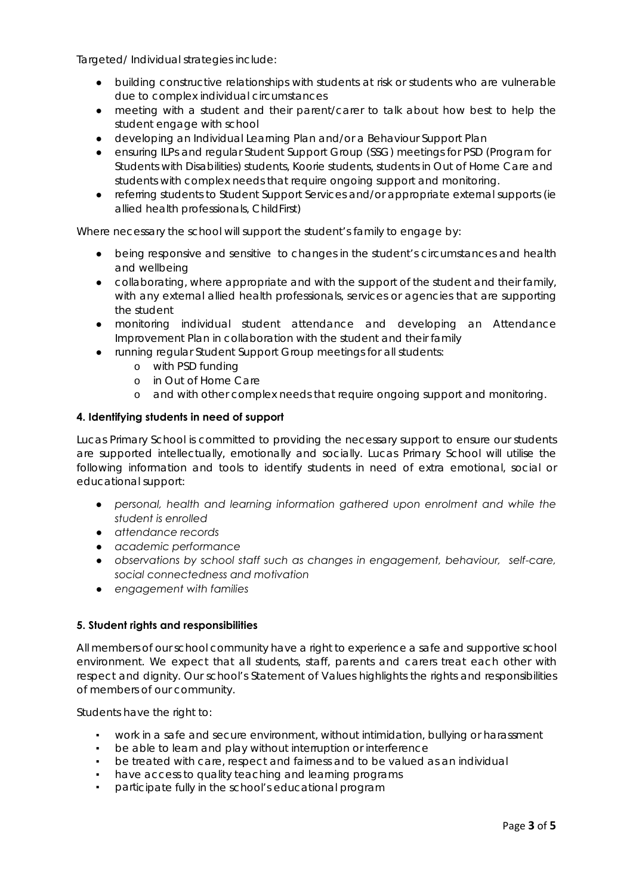Targeted/ Individual strategies include:

- building constructive relationships with students at risk or students who are vulnerable due to complex individual circumstances
- meeting with a student and their parent/carer to talk about how best to help the student engage with school
- developing an Individual Learning Plan and/or a Behaviour Support Plan
- ensuring ILPs and regular Student Support Group (SSG) meetings for PSD (Program for Students with Disabilities) students, Koorie students, students in Out of Home Care and students with complex needs that require ongoing support and monitoring.
- referring students to Student Support Services and/or appropriate external supports (ie allied health professionals, ChildFirst)

Where necessary the school will support the student's family to engage by:

- being responsive and sensitive to changes in the student's circumstances and health and wellbeing
- collaborating, where appropriate and with the support of the student and their family, with any external allied health professionals, services or agencies that are supporting the student
- monitoring individual student attendance and developing an Attendance Improvement Plan in collaboration with the student and their family
- running regular Student Support Group meetings for all students:
  - with PSD funding
  - in Out of Home Care
  - and with other complex needs that require ongoing support and monitoring.

**4. Identifying students in need of support**

Lucas Primary School is committed to providing the necessary support to ensure our students are supported intellectually, emotionally and socially. Lucas Primary School will utilise the following information and tools to identify students in need of extra emotional, social or educational support:

- *personal, health and learning information gathered upon enrolment and while the student is enrolled*
- *attendance records*
- *academic performance*
- *observations by school staff such as changes in engagement, behaviour, self-care, social connectedness and motivation*
- *engagement with families*

**5. Student rights and responsibilities**

All members of our school community have a right to experience a safe and supportive school environment. We expect that all students, staff, parents and carers treat each other with respect and dignity. Our school's Statement of Values highlights the rights and responsibilities of members of our community.

Students have the right to:

- work in a safe and secure environment, without intimidation, bullying or harassment
- be able to learn and play without interruption or interference
- be treated with care, respect and fairness and to be valued as an individual
- have access to quality teaching and learning programs
- participate fully in the school's educational program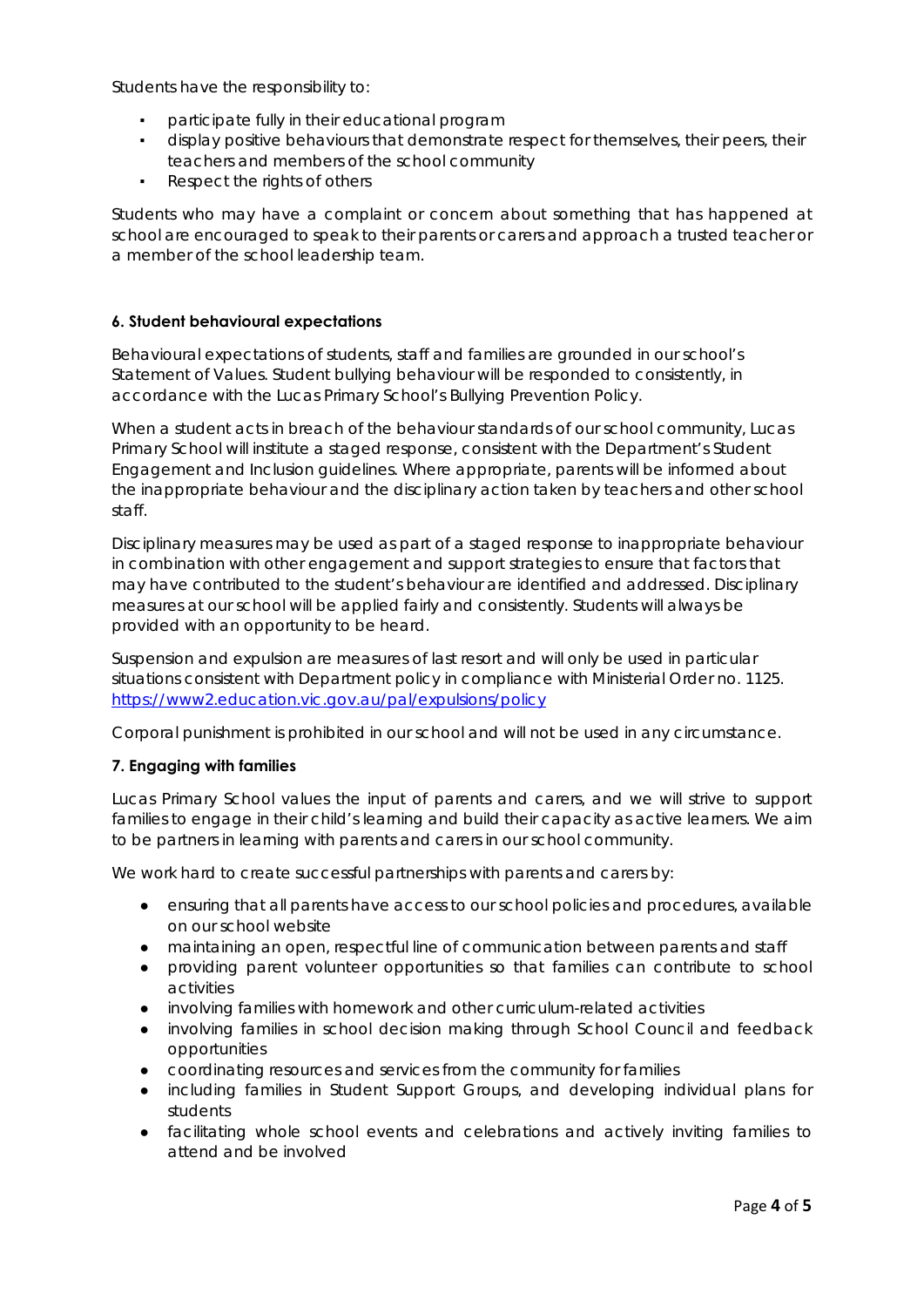Students have the responsibility to:

- participate fully in their educational program
- display positive behaviours that demonstrate respect for themselves, their peers, their teachers and members of the school community
- Respect the rights of others

Students who may have a complaint or concern about something that has happened at school are encouraged to speak to their parents or carers and approach a trusted teacher or a member of the school leadership team.

#### 6. Student behavioural expectations

Behavioural expectations of students, staff and families are grounded in our school's Statement of Values. Student bullying behaviour will be responded to consistently, in accordance with the Lucas Primary School's Bullying Prevention Policy.

When a student acts in breach of the behaviour standards of our school community, Lucas Primary School will institute a staged response, consistent with the Department's Student Engagement and Inclusion guidelines. Where appropriate, parents will be informed about the inappropriate behaviour and the disciplinary action taken by teachers and other school staff.

Disciplinary measures may be used as part of a staged response to inappropriate behaviour in combination with other engagement and support strategies to ensure that factors that may have contributed to the student's behaviour are identified and addressed. Disciplinary measures at our school will be applied fairly and consistently. Students will always be provided with an opportunity to be heard.

Suspension and expulsion are measures of last resort and will only be used in particular situations consistent with Department policy in compliance with Ministerial Order no. 1125. https://www2.education.vic.gov.au/pal/expulsions/policy

Corporal punishment is prohibited in our school and will not be used in any circumstance.

#### 7. Engaging with families

Lucas Primary School values the input of parents and carers, and we will strive to support families to engage in their child's learning and build their capacity as active learners. We aim to be partners in learning with parents and carers in our school community.

We work hard to create successful partnerships with parents and carers by:

- ensuring that all parents have access to our school policies and procedures, available on our school website
- maintaining an open, respectful line of communication between parents and staff
- providing parent volunteer opportunities so that families can contribute to school activities
- involving families with homework and other curriculum-related activities
- involving families in school decision making through School Council and feedback opportunities
- coordinating resources and services from the community for families
- including families in Student Support Groups, and developing individual plans for students
- facilitating whole school events and celebrations and actively inviting families to attend and be involved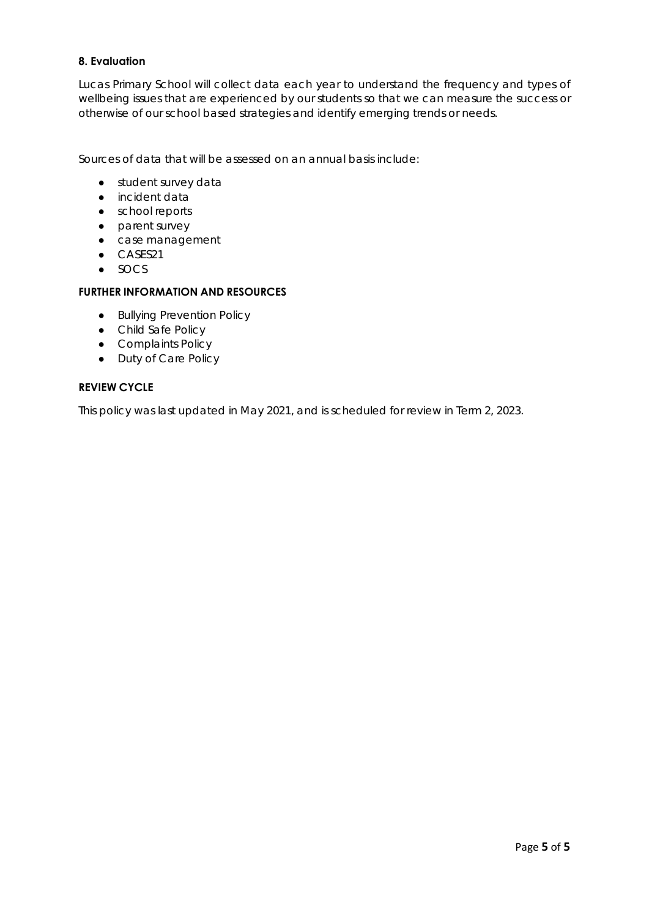### 8. Evaluation

Lucas Primary School will collect data each year to understand the frequency and types of wellbeing issues that are experienced by our students so that we can measure the success or otherwise of our school based strategies and identify emerging trends or needs.

Sources of data that will be assessed on an annual basis include:

- student survey data
- incident data
- school reports
- parent survey
- case management
- CASES21
- SOCS

### FURTHER INFORMATION AND RESOURCES

- Bullying Prevention Policy
- Child Safe Policy
- Complaints Policy
- Duty of Care Policy

### REVIEW CYCLE

This policy was last updated in May 2021, and is scheduled for review in Term 2, 2023.